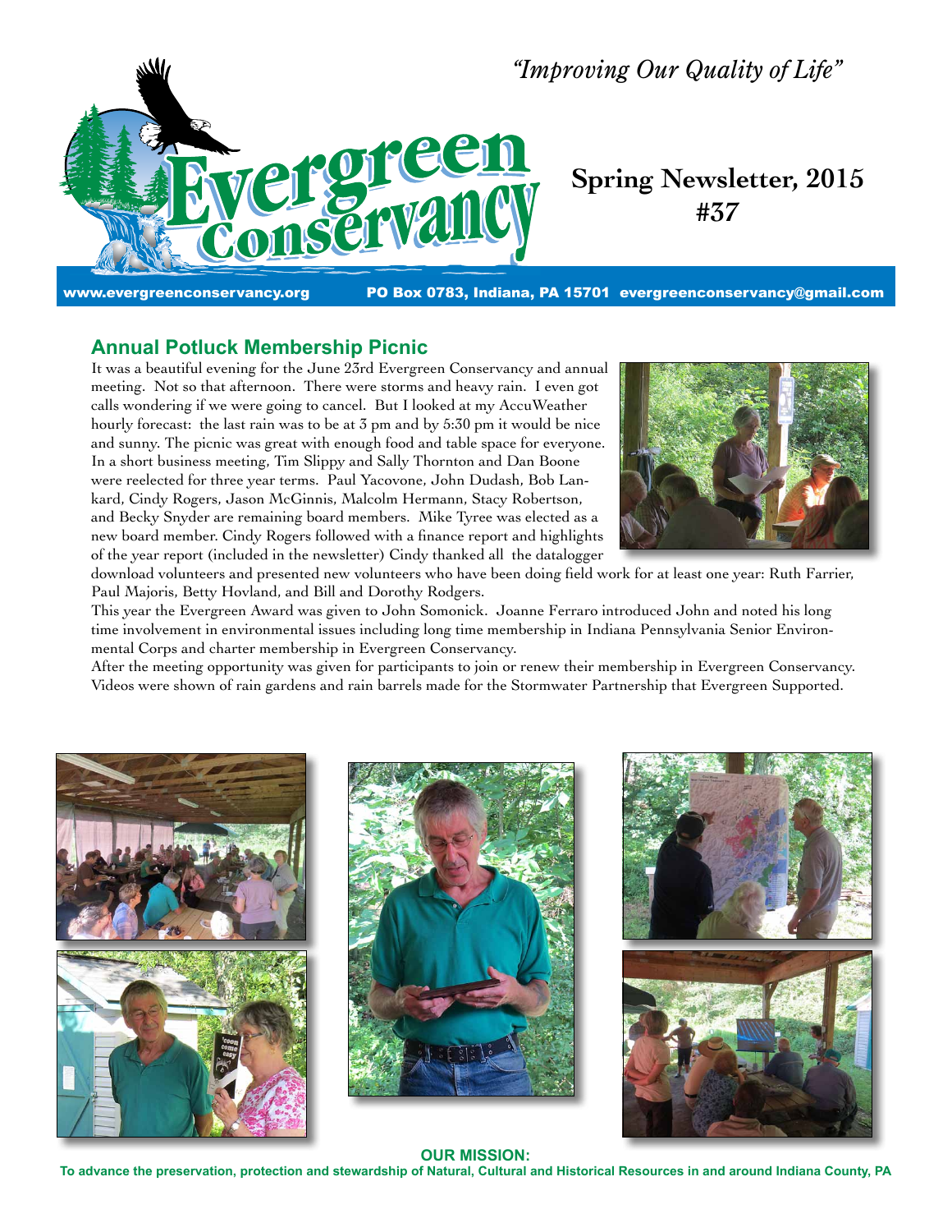*"Improving Our Quality of Life"*

# Evergreen Conservancy

**Spring Newsletter, 2015**
**#37**

www.evergreenconservancy.org PO Box 0783, Indiana, PA 15701 evergreenconservancy@gmail.com

## Annual Potluck Membership Picnic

It was a beautiful evening for the June 23rd Evergreen Conservancy and annual meeting. Not so that afternoon. There were storms and heavy rain. I even got calls wondering if we were going to cancel. But I looked at my AccuWeather hourly forecast: the last rain was to be at 3 pm and by 5:30 pm it would be nice and sunny. The picnic was great with enough food and table space for everyone. In a short business meeting, Tim Slippy and Sally Thornton and Dan Boone were reelected for three year terms. Paul Yacovone, John Dudash, Bob Lankard, Cindy Rogers, Jason McGinnis, Malcolm Hermann, Stacy Robertson, and Becky Snyder are remaining board members. Mike Tyree was elected as a new board member. Cindy Rogers followed with a finance report and highlights of the year report (included in the newsletter) Cindy thanked all the datalogger download volunteers and presented new volunteers who have been doing field work for at least one year: Ruth Farrier, Paul Majoris, Betty Hovland, and Bill and Dorothy Rodgers.

This year the Evergreen Award was given to John Somonick. Joanne Ferraro introduced John and noted his long time involvement in environmental issues including long time membership in Indiana Pennsylvania Senior Environmental Corps and charter membership in Evergreen Conservancy.

After the meeting opportunity was given for participants to join or renew their membership in Evergreen Conservancy. Videos were shown of rain gardens and rain barrels made for the Stormwater Partnership that Evergreen Supported.

**OUR MISSION:**
**To advance the preservation, protection and stewardship of Natural, Cultural and Historical Resources in and around Indiana County, PA**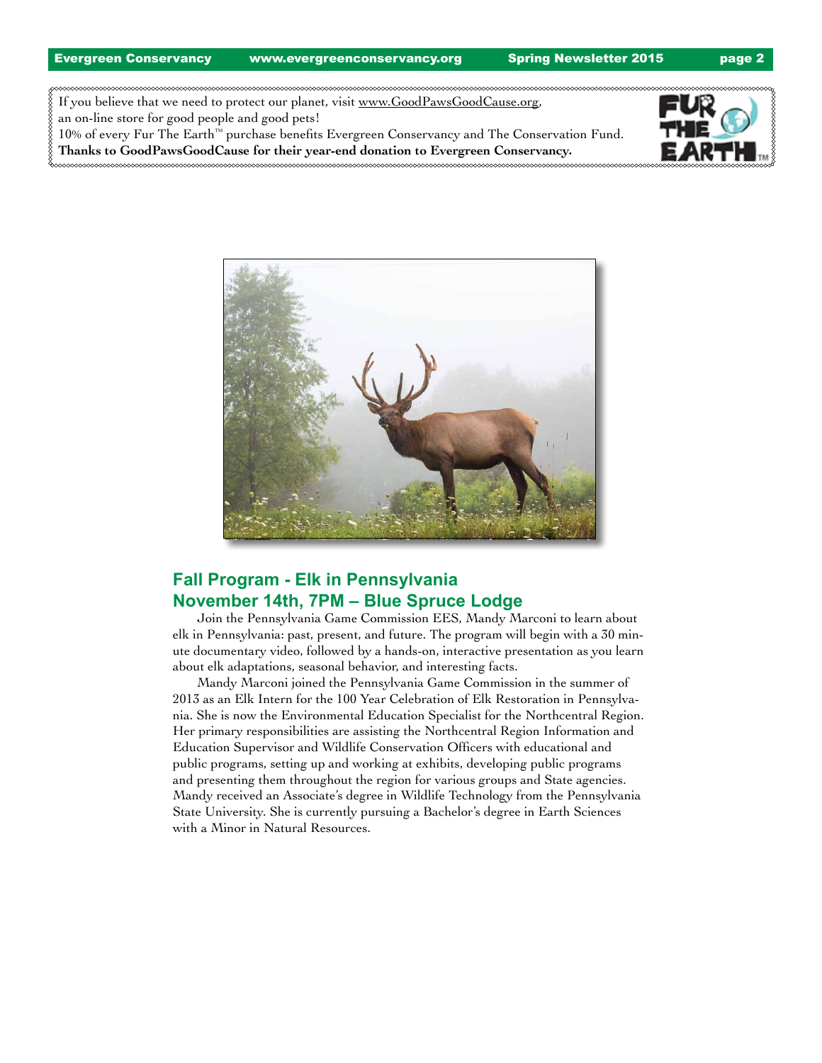If you believe that we need to protect our planet, visit www.GoodPawsGoodCause.org, an on-line store for good people and good pets!
10% of every Fur The Earth™ purchase benefits Evergreen Conservancy and The Conservation Fund.
**Thanks to GoodPawsGoodCause for their year-end donation to Evergreen Conservancy.**

## Fall Program - Elk in Pennsylvania
## November 14th, 7PM – Blue Spruce Lodge

Join the Pennsylvania Game Commission EES, Mandy Marconi to learn about elk in Pennsylvania: past, present, and future. The program will begin with a 30 minute documentary video, followed by a hands-on, interactive presentation as you learn about elk adaptations, seasonal behavior, and interesting facts.

Mandy Marconi joined the Pennsylvania Game Commission in the summer of 2013 as an Elk Intern for the 100 Year Celebration of Elk Restoration in Pennsylvania. She is now the Environmental Education Specialist for the Northcentral Region. Her primary responsibilities are assisting the Northcentral Region Information and Education Supervisor and Wildlife Conservation Officers with educational and public programs, setting up and working at exhibits, developing public programs and presenting them throughout the region for various groups and State agencies. Mandy received an Associate's degree in Wildlife Technology from the Pennsylvania State University. She is currently pursuing a Bachelor's degree in Earth Sciences with a Minor in Natural Resources.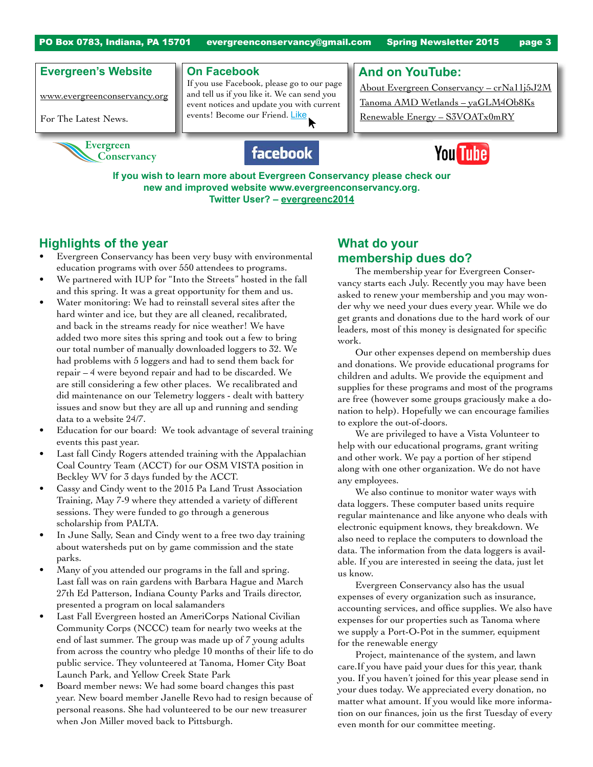## Evergreen's Website

www.evergreenconservancy.org

For The Latest News.

## On Facebook

If you use Facebook, please go to our page and tell us if you like it. We can send you event notices and update you with current events! Become our Friend. Like

## And on YouTube:

About Evergreen Conservancy – crNa11j5J2M

Tanoma AMD Wetlands – yaGLM4Ob8Ks

Renewable Energy – S3VOATx0mRY

**If you wish to learn more about Evergreen Conservancy please check our new and improved website www.evergreenconservancy.org.**
**Twitter User? – evergreenc2014**

## Highlights of the year

- Evergreen Conservancy has been very busy with environmental education programs with over 550 attendees to programs.
- We partnered with IUP for "Into the Streets" hosted in the fall and this spring. It was a great opportunity for them and us.
- Water monitoring: We had to reinstall several sites after the hard winter and ice, but they are all cleaned, recalibrated, and back in the streams ready for nice weather! We have added two more sites this spring and took out a few to bring our total number of manually downloaded loggers to 32. We had problems with 5 loggers and had to send them back for repair – 4 were beyond repair and had to be discarded. We are still considering a few other places. We recalibrated and did maintenance on our Telemetry loggers - dealt with battery issues and snow but they are all up and running and sending data to a website 24/7.
- Education for our board: We took advantage of several training events this past year.
- Last fall Cindy Rogers attended training with the Appalachian Coal Country Team (ACCT) for our OSM VISTA position in Beckley WV for 3 days funded by the ACCT.
- Cassy and Cindy went to the 2015 Pa Land Trust Association Training, May 7-9 where they attended a variety of different sessions. They were funded to go through a generous scholarship from PALTA.
- In June Sally, Sean and Cindy went to a free two day training about watersheds put on by game commission and the state parks.
- Many of you attended our programs in the fall and spring. Last fall was on rain gardens with Barbara Hague and March 27th Ed Patterson, Indiana County Parks and Trails director, presented a program on local salamanders
- Last Fall Evergreen hosted an AmeriCorps National Civilian Community Corps (NCCC) team for nearly two weeks at the end of last summer. The group was made up of 7 young adults from across the country who pledge 10 months of their life to do public service. They volunteered at Tanoma, Homer City Boat Launch Park, and Yellow Creek State Park
- Board member news: We had some board changes this past year. New board member Janelle Revo had to resign because of personal reasons. She had volunteered to be our new treasurer when Jon Miller moved back to Pittsburgh.

## What do your membership dues do?

The membership year for Evergreen Conservancy starts each July. Recently you may have been asked to renew your membership and you may wonder why we need your dues every year. While we do get grants and donations due to the hard work of our leaders, most of this money is designated for specific work.

Our other expenses depend on membership dues and donations. We provide educational programs for children and adults. We provide the equipment and supplies for these programs and most of the programs are free (however some groups graciously make a donation to help). Hopefully we can encourage families to explore the out-of-doors.

We are privileged to have a Vista Volunteer to help with our educational programs, grant writing and other work. We pay a portion of her stipend along with one other organization. We do not have any employees.

We also continue to monitor water ways with data loggers. These computer based units require regular maintenance and like anyone who deals with electronic equipment knows, they breakdown. We also need to replace the computers to download the data. The information from the data loggers is available. If you are interested in seeing the data, just let us know.

Evergreen Conservancy also has the usual expenses of every organization such as insurance, accounting services, and office supplies. We also have expenses for our properties such as Tanoma where we supply a Port-O-Pot in the summer, equipment for the renewable energy

Project, maintenance of the system, and lawn care.If you have paid your dues for this year, thank you. If you haven't joined for this year please send in your dues today. We appreciated every donation, no matter what amount. If you would like more information on our finances, join us the first Tuesday of every even month for our committee meeting.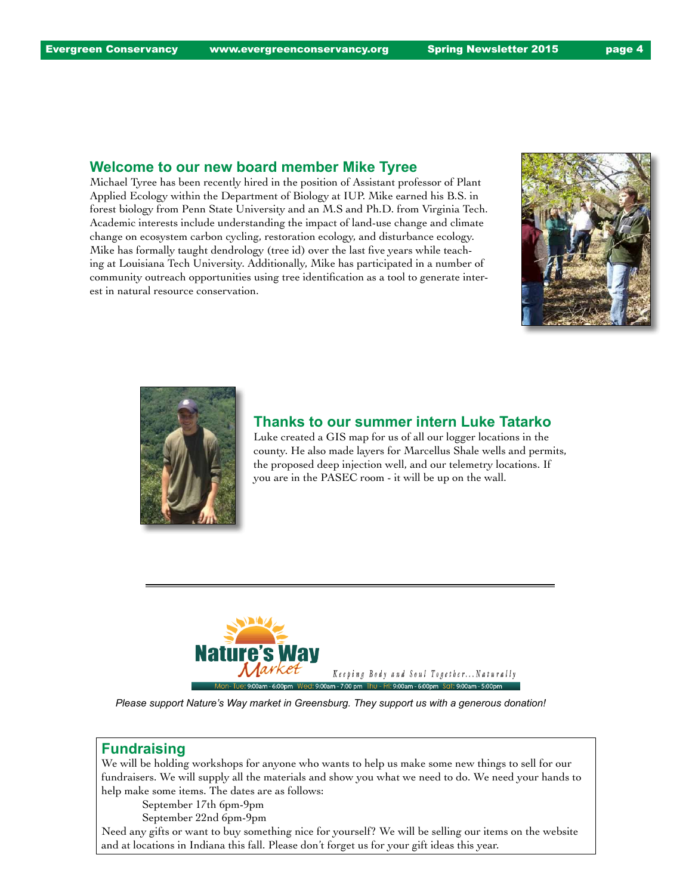## Welcome to our new board member Mike Tyree

Michael Tyree has been recently hired in the position of Assistant professor of Plant Applied Ecology within the Department of Biology at IUP. Mike earned his B.S. in forest biology from Penn State University and an M.S and Ph.D. from Virginia Tech. Academic interests include understanding the impact of land-use change and climate change on ecosystem carbon cycling, restoration ecology, and disturbance ecology. Mike has formally taught dendrology (tree id) over the last five years while teaching at Louisiana Tech University. Additionally, Mike has participated in a number of community outreach opportunities using tree identification as a tool to generate interest in natural resource conservation.

## Thanks to our summer intern Luke Tatarko

Luke created a GIS map for us of all our logger locations in the county. He also made layers for Marcellus Shale wells and permits, the proposed deep injection well, and our telemetry locations. If you are in the PASEC room - it will be up on the wall.

---

**Nature's Way Market**

*Keeping Body and Soul Together...Naturally*

Mon- Tue: 9:00am - 6:00pm Wed: 9:00am - 7:00 pm Thu - Fri: 9:00am - 6:00pm Sat: 9:00am - 5:00pm

*Please support Nature's Way market in Greensburg. They support us with a generous donation!*

## Fundraising

We will be holding workshops for anyone who wants to help us make some new things to sell for our fundraisers. We will supply all the materials and show you what we need to do. We need your hands to help make some items. The dates are as follows:

September 17th 6pm-9pm
September 22nd 6pm-9pm

Need any gifts or want to buy something nice for yourself? We will be selling our items on the website and at locations in Indiana this fall. Please don't forget us for your gift ideas this year.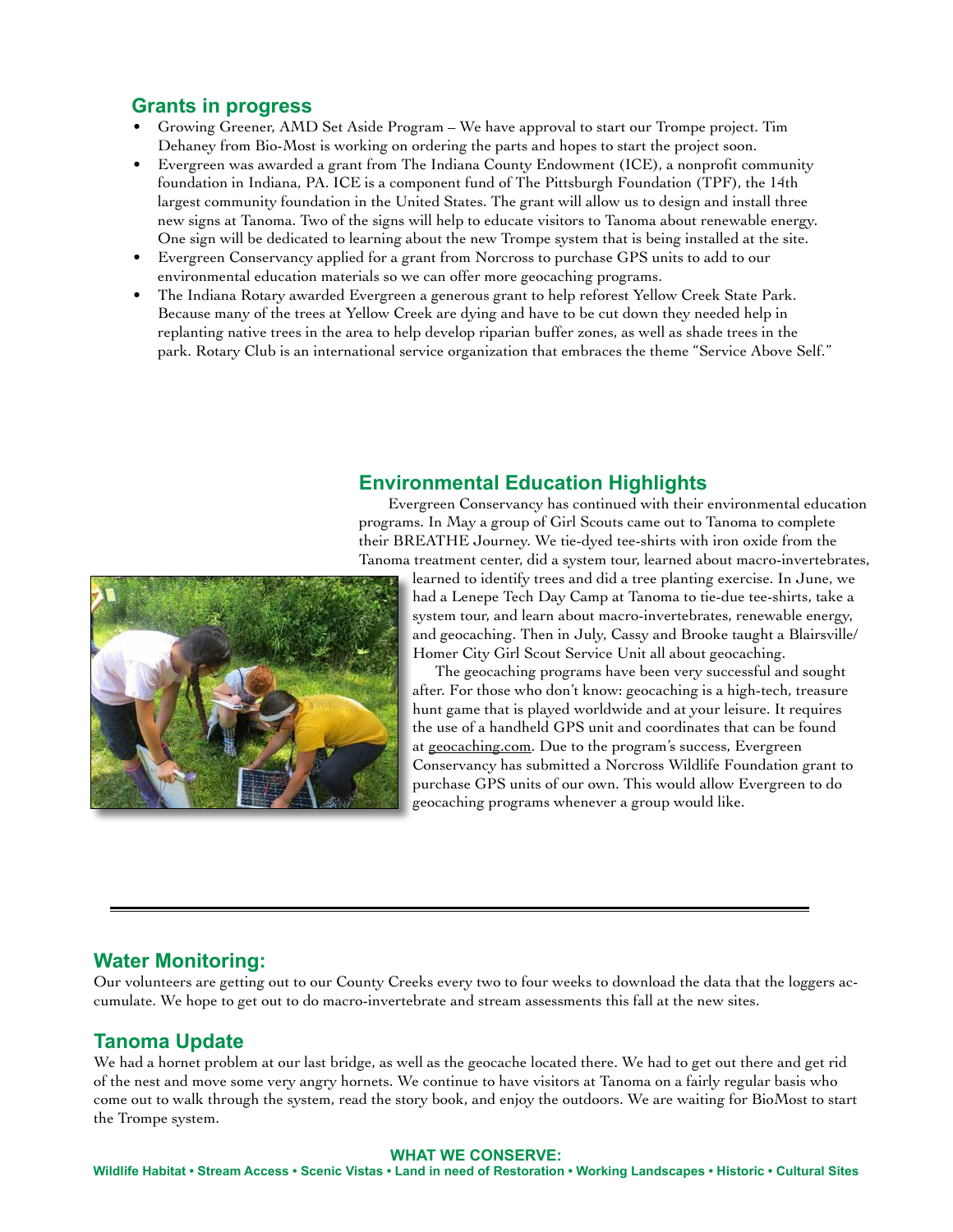## Grants in progress

- Growing Greener, AMD Set Aside Program – We have approval to start our Trompe project. Tim Dehaney from Bio-Most is working on ordering the parts and hopes to start the project soon.
- Evergreen was awarded a grant from The Indiana County Endowment (ICE), a nonprofit community foundation in Indiana, PA. ICE is a component fund of The Pittsburgh Foundation (TPF), the 14th largest community foundation in the United States. The grant will allow us to design and install three new signs at Tanoma. Two of the signs will help to educate visitors to Tanoma about renewable energy. One sign will be dedicated to learning about the new Trompe system that is being installed at the site.
- Evergreen Conservancy applied for a grant from Norcross to purchase GPS units to add to our environmental education materials so we can offer more geocaching programs.
- The Indiana Rotary awarded Evergreen a generous grant to help reforest Yellow Creek State Park. Because many of the trees at Yellow Creek are dying and have to be cut down they needed help in replanting native trees in the area to help develop riparian buffer zones, as well as shade trees in the park. Rotary Club is an international service organization that embraces the theme "Service Above Self."

## Environmental Education Highlights

Evergreen Conservancy has continued with their environmental education programs. In May a group of Girl Scouts came out to Tanoma to complete their BREATHE Journey. We tie-dyed tee-shirts with iron oxide from the Tanoma treatment center, did a system tour, learned about macro-invertebrates, learned to identify trees and did a tree planting exercise. In June, we had a Lenepe Tech Day Camp at Tanoma to tie-due tee-shirts, take a system tour, and learn about macro-invertebrates, renewable energy, and geocaching. Then in July, Cassy and Brooke taught a Blairsville/Homer City Girl Scout Service Unit all about geocaching.

The geocaching programs have been very successful and sought after. For those who don't know: geocaching is a high-tech, treasure hunt game that is played worldwide and at your leisure. It requires the use of a handheld GPS unit and coordinates that can be found at geocaching.com. Due to the program's success, Evergreen Conservancy has submitted a Norcross Wildlife Foundation grant to purchase GPS units of our own. This would allow Evergreen to do geocaching programs whenever a group would like.

---

## Water Monitoring:

Our volunteers are getting out to our County Creeks every two to four weeks to download the data that the loggers accumulate. We hope to get out to do macro-invertebrate and stream assessments this fall at the new sites.

## Tanoma Update

We had a hornet problem at our last bridge, as well as the geocache located there. We had to get out there and get rid of the nest and move some very angry hornets. We continue to have visitors at Tanoma on a fairly regular basis who come out to walk through the system, read the story book, and enjoy the outdoors. We are waiting for BioMost to start the Trompe system.

**WHAT WE CONSERVE:**
**Wildlife Habitat • Stream Access • Scenic Vistas • Land in need of Restoration • Working Landscapes • Historic • Cultural Sites**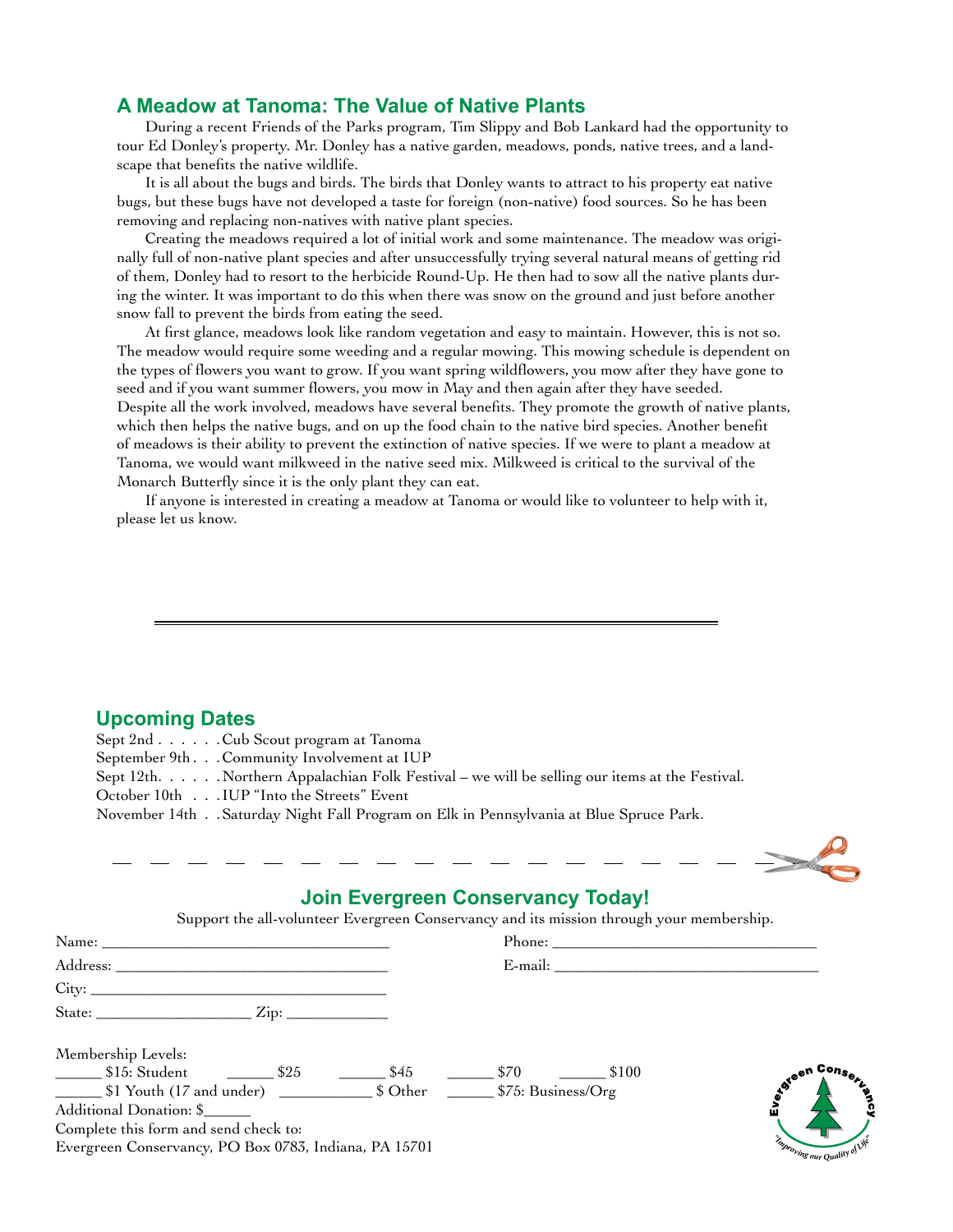## A Meadow at Tanoma: The Value of Native Plants

During a recent Friends of the Parks program, Tim Slippy and Bob Lankard had the opportunity to tour Ed Donley's property. Mr. Donley has a native garden, meadows, ponds, native trees, and a landscape that benefits the native wildlife.

It is all about the bugs and birds. The birds that Donley wants to attract to his property eat native bugs, but these bugs have not developed a taste for foreign (non-native) food sources. So he has been removing and replacing non-natives with native plant species.

Creating the meadows required a lot of initial work and some maintenance. The meadow was originally full of non-native plant species and after unsuccessfully trying several natural means of getting rid of them, Donley had to resort to the herbicide Round-Up. He then had to sow all the native plants during the winter. It was important to do this when there was snow on the ground and just before another snow fall to prevent the birds from eating the seed.

At first glance, meadows look like random vegetation and easy to maintain. However, this is not so. The meadow would require some weeding and a regular mowing. This mowing schedule is dependent on the types of flowers you want to grow. If you want spring wildflowers, you mow after they have gone to seed and if you want summer flowers, you mow in May and then again after they have seeded. Despite all the work involved, meadows have several benefits. They promote the growth of native plants, which then helps the native bugs, and on up the food chain to the native bird species. Another benefit of meadows is their ability to prevent the extinction of native species. If we were to plant a meadow at Tanoma, we would want milkweed in the native seed mix. Milkweed is critical to the survival of the Monarch Butterfly since it is the only plant they can eat.

If anyone is interested in creating a meadow at Tanoma or would like to volunteer to help with it, please let us know.

---

## Upcoming Dates

Sept 2nd . . . . . . Cub Scout program at Tanoma
September 9th . . . Community Involvement at IUP
Sept 12th. . . . . . Northern Appalachian Folk Festival – we will be selling our items at the Festival.
October 10th . . . IUP "Into the Streets" Event
November 14th . . Saturday Night Fall Program on Elk in Pennsylvania at Blue Spruce Park.

## Join Evergreen Conservancy Today!

Support the all-volunteer Evergreen Conservancy and its mission through your membership.

Name: ______________________________ Phone: ______________________________
Address: ____________________________ E-mail: _____________________________
City: _______________________________
State: ________________ Zip: __________

Membership Levels:
_____ $15: Student _____ $25 _____ $45 _____ $70 _____ $100
_____ $1 Youth (17 and under) __________ $ Other _____ $75: Business/Org
Additional Donation: $_____
Complete this form and send check to:
Evergreen Conservancy, PO Box 0783, Indiana, PA 15701

Evergreen Conservancy
"Improving our Quality of Life"